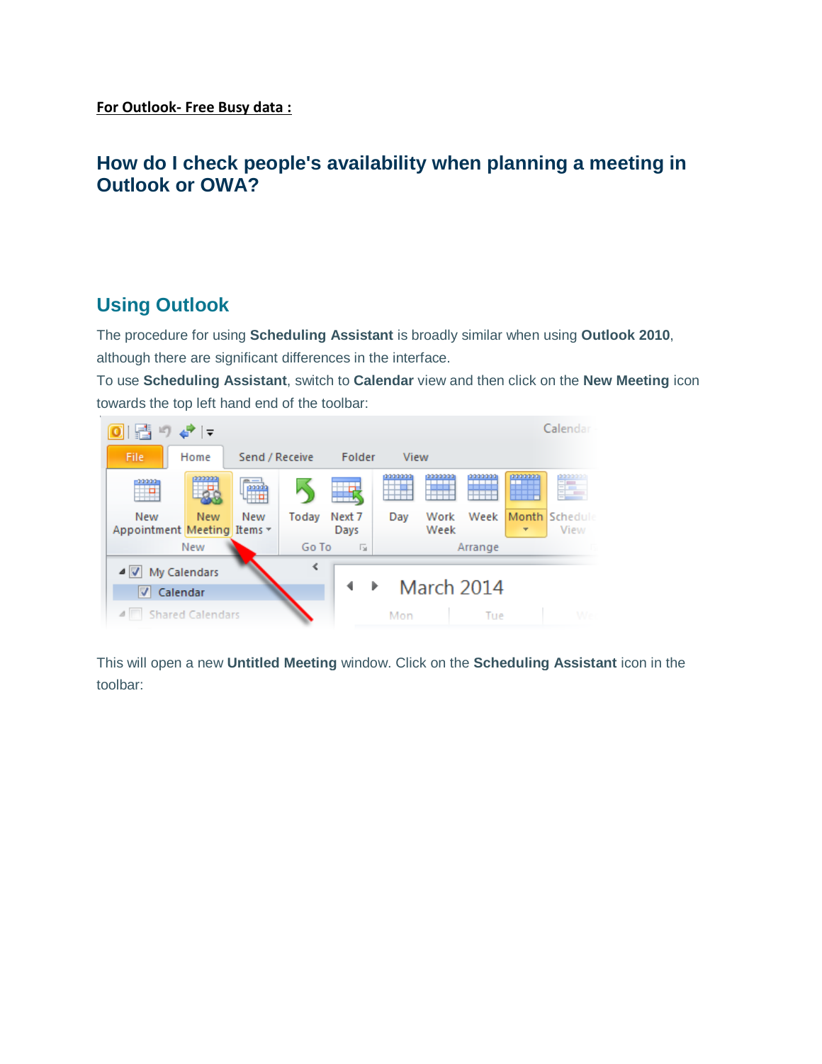**For Outlook- Free Busy data :**

# How do I check people's availability when planning a meeting in Outlook or OWA?

## Using Outlook

The procedure for using **Scheduling Assistant** is broadly similar when using **Outlook 2010**, although there are significant differences in the interface.

To use **Scheduling Assistant**, switch to **Calendar** view and then click on the **New Meeting** icon towards the top left hand end of the toolbar:

This will open a new **Untitled Meeting** window. Click on the **Scheduling Assistant** icon in the toolbar: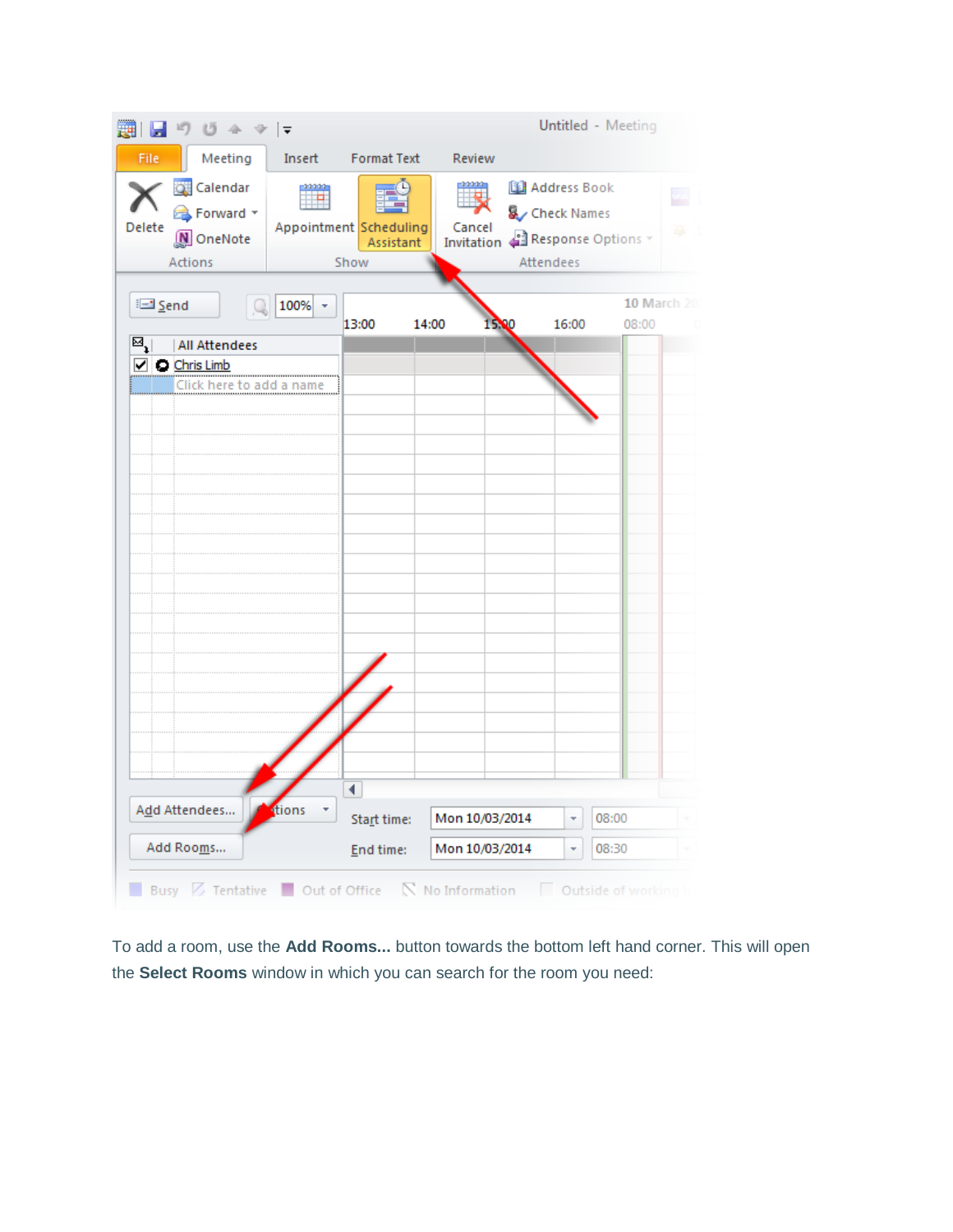To add a room, use the **Add Rooms...** button towards the bottom left hand corner. This will open the **Select Rooms** window in which you can search for the room you need: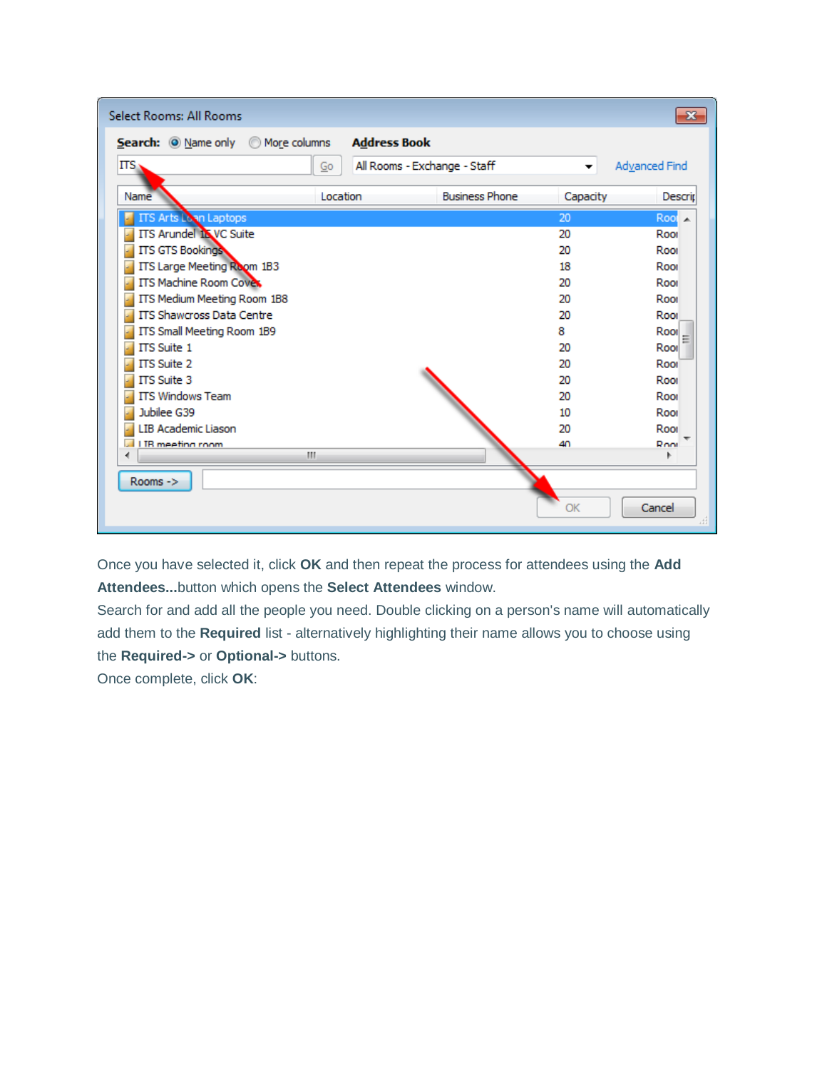Once you have selected it, click **OK** and then repeat the process for attendees using the **Add Attendees...**button which opens the **Select Attendees** window.

Search for and add all the people you need. Double clicking on a person's name will automatically add them to the **Required** list - alternatively highlighting their name allows you to choose using the **Required->** or **Optional->** buttons.

Once complete, click **OK**: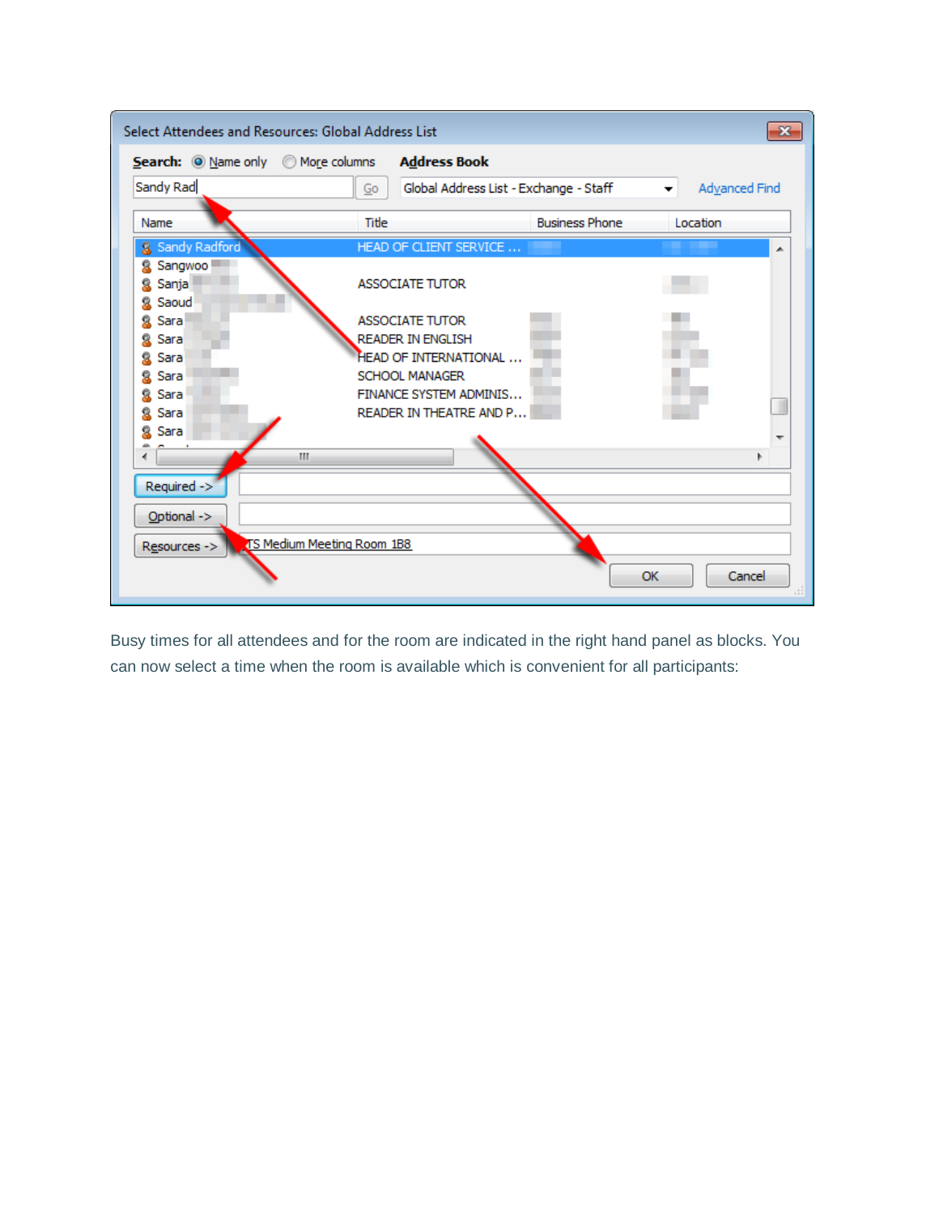Busy times for all attendees and for the room are indicated in the right hand panel as blocks. You can now select a time when the room is available which is convenient for all participants: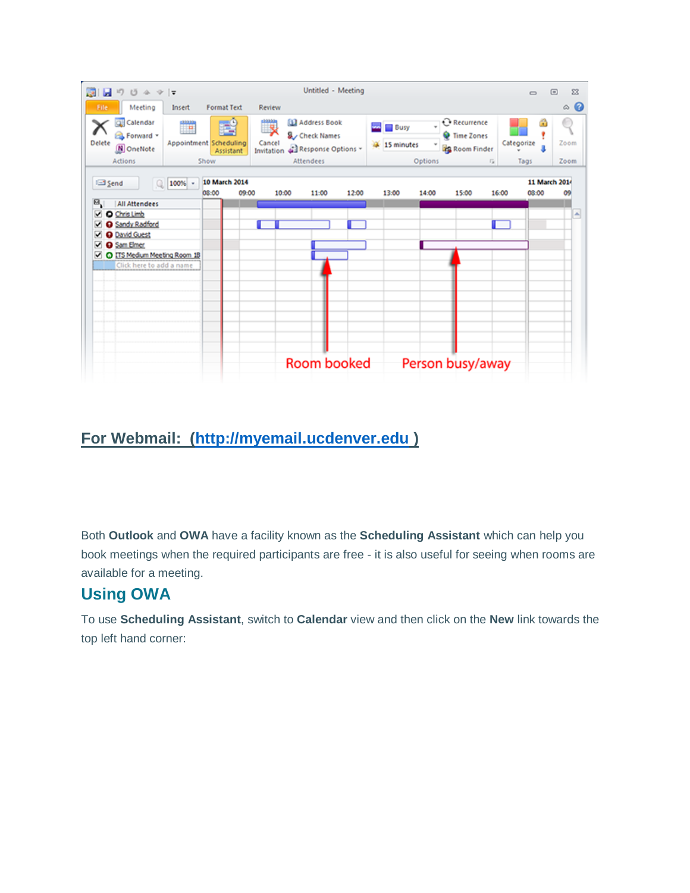## For Webmail: [(http://myemail.ucdenver.edu )](http://myemail.ucdenver.edu)

Both **Outlook** and **OWA** have a facility known as the **Scheduling Assistant** which can help you book meetings when the required participants are free - it is also useful for seeing when rooms are available for a meeting.

## Using OWA

To use **Scheduling Assistant**, switch to **Calendar** view and then click on the **New** link towards the top left hand corner: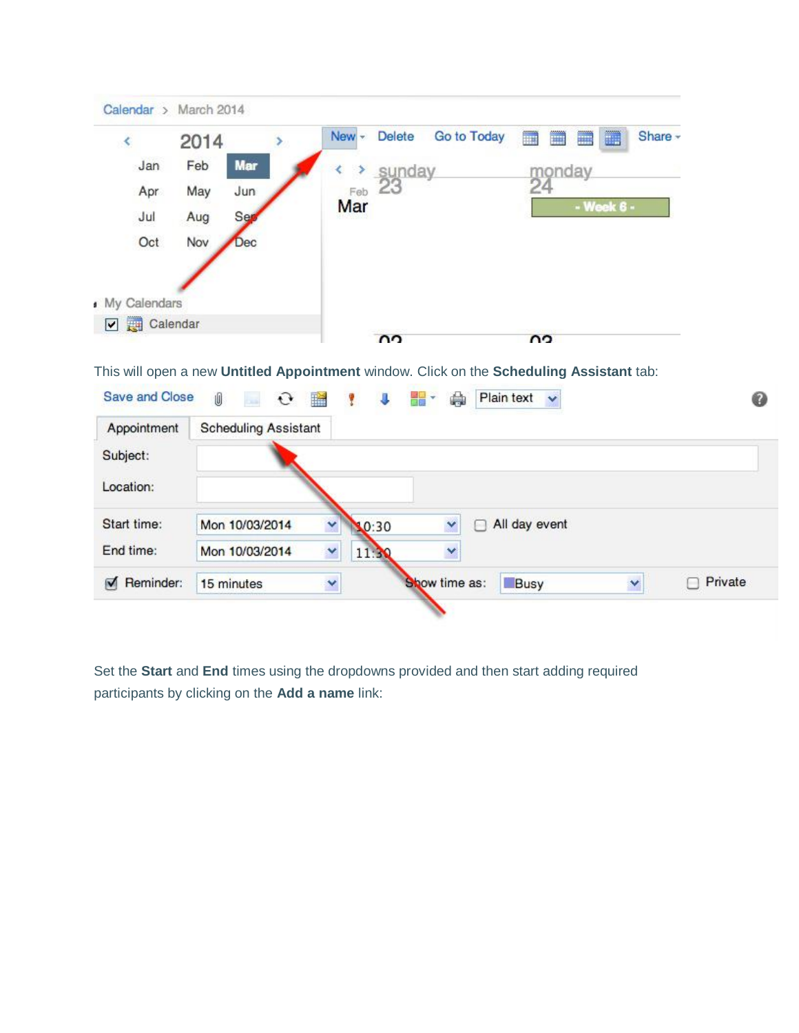This will open a new **Untitled Appointment** window. Click on the **Scheduling Assistant** tab:

Set the **Start** and **End** times using the dropdowns provided and then start adding required participants by clicking on the **Add a name** link: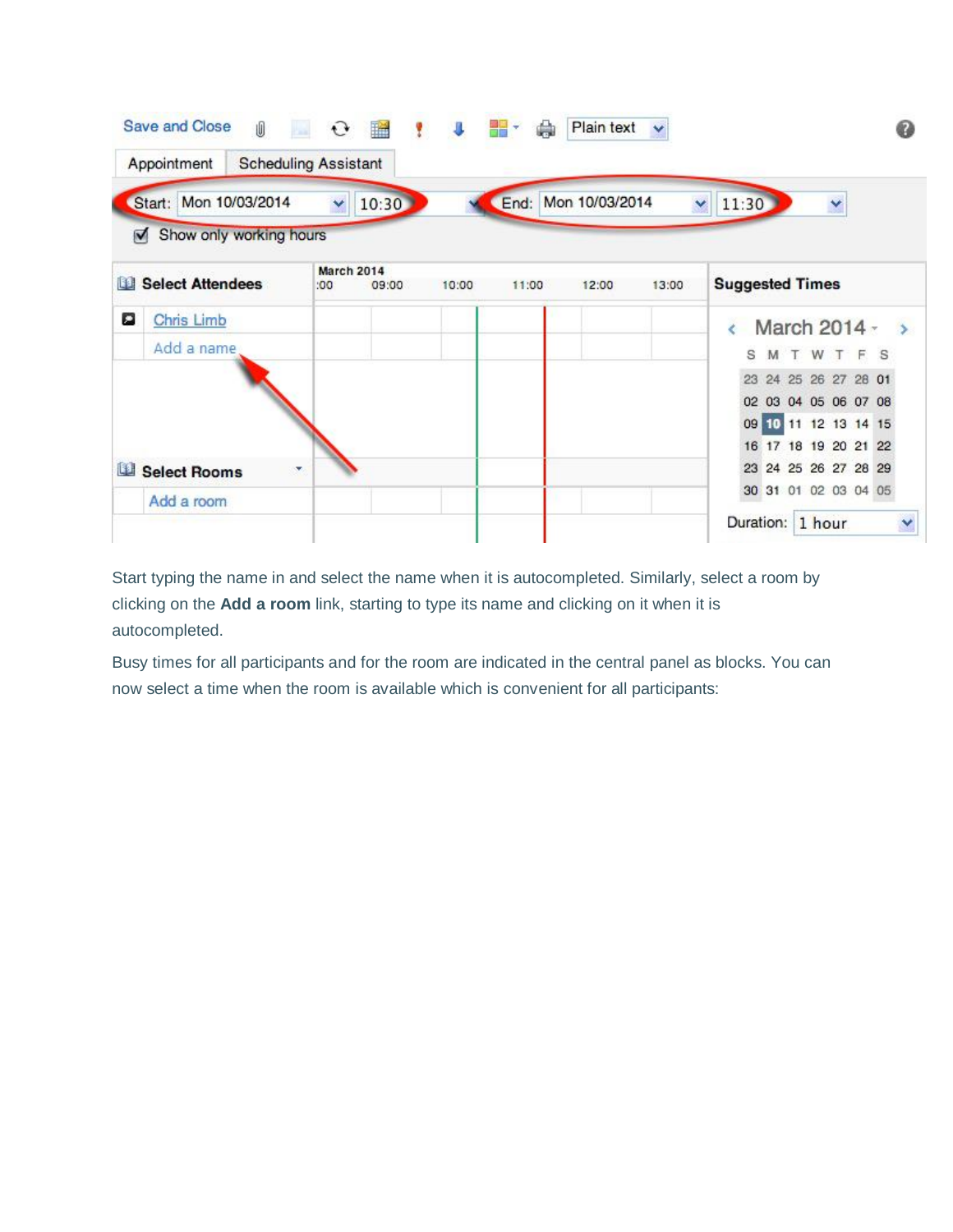Start typing the name in and select the name when it is autocompleted. Similarly, select a room by clicking on the **Add a room** link, starting to type its name and clicking on it when it is autocompleted.

Busy times for all participants and for the room are indicated in the central panel as blocks. You can now select a time when the room is available which is convenient for all participants: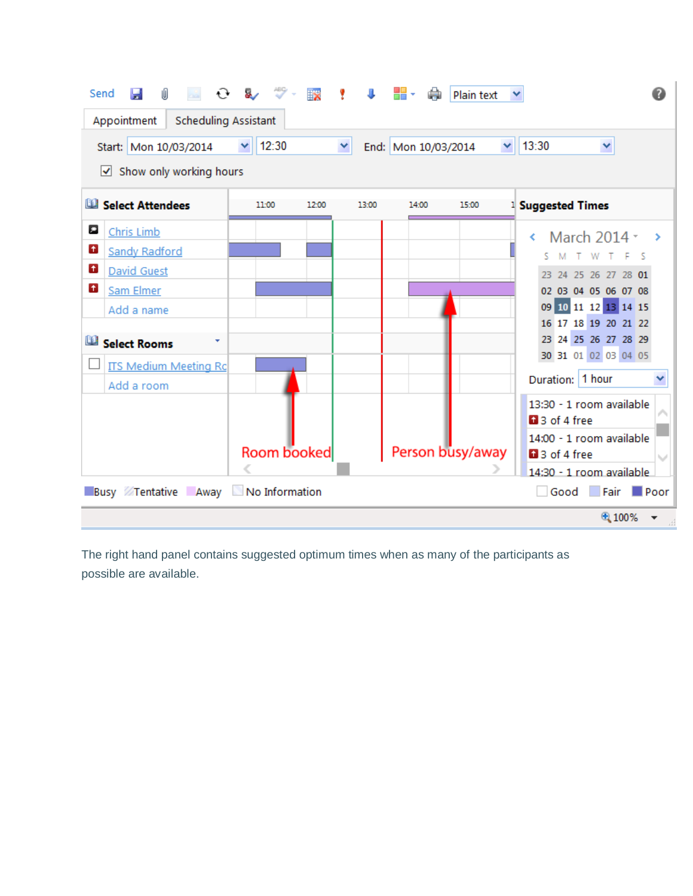The right hand panel contains suggested optimum times when as many of the participants as possible are available.